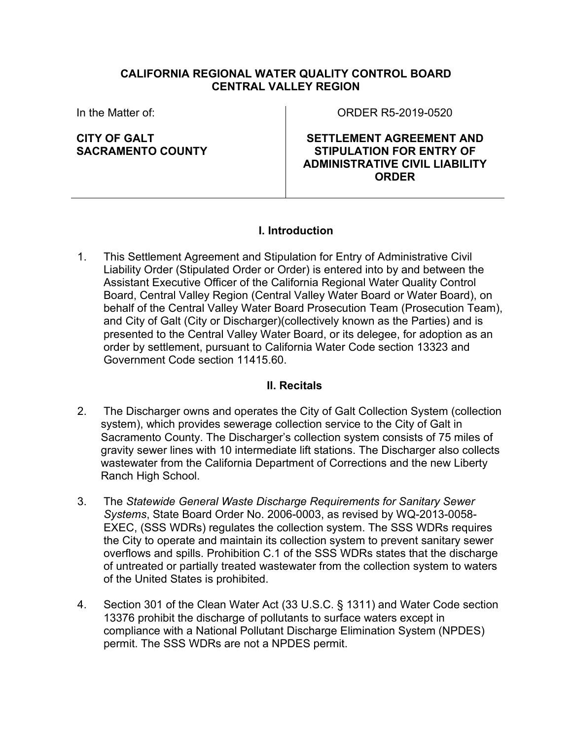**CALIFORNIA REGIONAL WATER QUALITY CONTROL BOARD**
**CENTRAL VALLEY REGION**

| In the Matter of: | ORDER R5-2019-0520 |
|---|---|
| **CITY OF GALT SACRAMENTO COUNTY** | **SETTLEMENT AGREEMENT AND STIPULATION FOR ENTRY OF ADMINISTRATIVE CIVIL LIABILITY ORDER** |

## I. Introduction

1. This Settlement Agreement and Stipulation for Entry of Administrative Civil Liability Order (Stipulated Order or Order) is entered into by and between the Assistant Executive Officer of the California Regional Water Quality Control Board, Central Valley Region (Central Valley Water Board or Water Board), on behalf of the Central Valley Water Board Prosecution Team (Prosecution Team), and City of Galt (City or Discharger)(collectively known as the Parties) and is presented to the Central Valley Water Board, or its delegee, for adoption as an order by settlement, pursuant to California Water Code section 13323 and Government Code section 11415.60.

## II. Recitals

2. The Discharger owns and operates the City of Galt Collection System (collection system), which provides sewerage collection service to the City of Galt in Sacramento County. The Discharger's collection system consists of 75 miles of gravity sewer lines with 10 intermediate lift stations. The Discharger also collects wastewater from the California Department of Corrections and the new Liberty Ranch High School.

3. The *Statewide General Waste Discharge Requirements for Sanitary Sewer Systems*, State Board Order No. 2006-0003, as revised by WQ-2013-0058-EXEC, (SSS WDRs) regulates the collection system. The SSS WDRs requires the City to operate and maintain its collection system to prevent sanitary sewer overflows and spills. Prohibition C.1 of the SSS WDRs states that the discharge of untreated or partially treated wastewater from the collection system to waters of the United States is prohibited.

4. Section 301 of the Clean Water Act (33 U.S.C. § 1311) and Water Code section 13376 prohibit the discharge of pollutants to surface waters except in compliance with a National Pollutant Discharge Elimination System (NPDES) permit. The SSS WDRs are not a NPDES permit.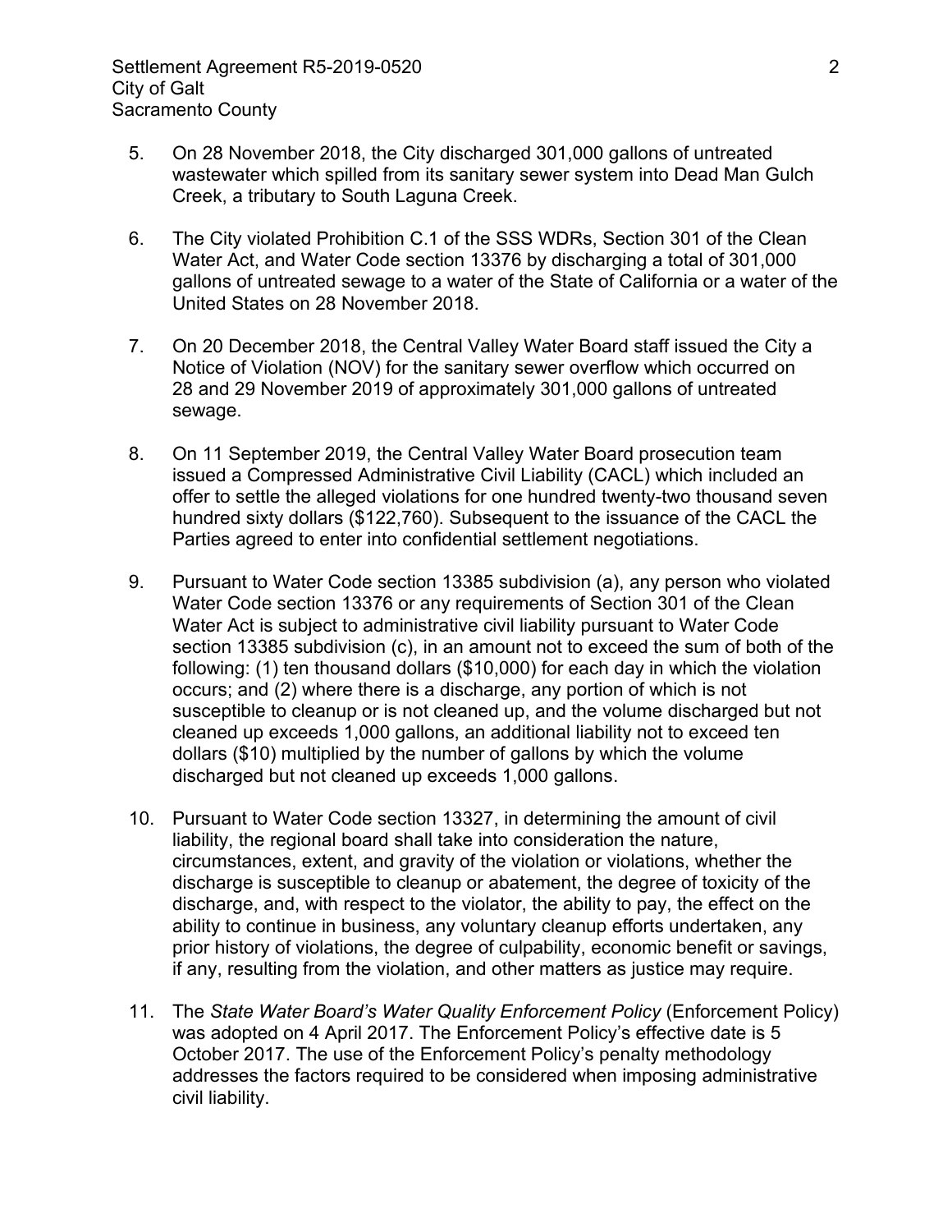5. On 28 November 2018, the City discharged 301,000 gallons of untreated wastewater which spilled from its sanitary sewer system into Dead Man Gulch Creek, a tributary to South Laguna Creek.

6. The City violated Prohibition C.1 of the SSS WDRs, Section 301 of the Clean Water Act, and Water Code section 13376 by discharging a total of 301,000 gallons of untreated sewage to a water of the State of California or a water of the United States on 28 November 2018.

7. On 20 December 2018, the Central Valley Water Board staff issued the City a Notice of Violation (NOV) for the sanitary sewer overflow which occurred on 28 and 29 November 2019 of approximately 301,000 gallons of untreated sewage.

8. On 11 September 2019, the Central Valley Water Board prosecution team issued a Compressed Administrative Civil Liability (CACL) which included an offer to settle the alleged violations for one hundred twenty-two thousand seven hundred sixty dollars ($122,760). Subsequent to the issuance of the CACL the Parties agreed to enter into confidential settlement negotiations.

9. Pursuant to Water Code section 13385 subdivision (a), any person who violated Water Code section 13376 or any requirements of Section 301 of the Clean Water Act is subject to administrative civil liability pursuant to Water Code section 13385 subdivision (c), in an amount not to exceed the sum of both of the following: (1) ten thousand dollars ($10,000) for each day in which the violation occurs; and (2) where there is a discharge, any portion of which is not susceptible to cleanup or is not cleaned up, and the volume discharged but not cleaned up exceeds 1,000 gallons, an additional liability not to exceed ten dollars ($10) multiplied by the number of gallons by which the volume discharged but not cleaned up exceeds 1,000 gallons.

10. Pursuant to Water Code section 13327, in determining the amount of civil liability, the regional board shall take into consideration the nature, circumstances, extent, and gravity of the violation or violations, whether the discharge is susceptible to cleanup or abatement, the degree of toxicity of the discharge, and, with respect to the violator, the ability to pay, the effect on the ability to continue in business, any voluntary cleanup efforts undertaken, any prior history of violations, the degree of culpability, economic benefit or savings, if any, resulting from the violation, and other matters as justice may require.

11. The *State Water Board's Water Quality Enforcement Policy* (Enforcement Policy) was adopted on 4 April 2017. The Enforcement Policy's effective date is 5 October 2017. The use of the Enforcement Policy's penalty methodology addresses the factors required to be considered when imposing administrative civil liability.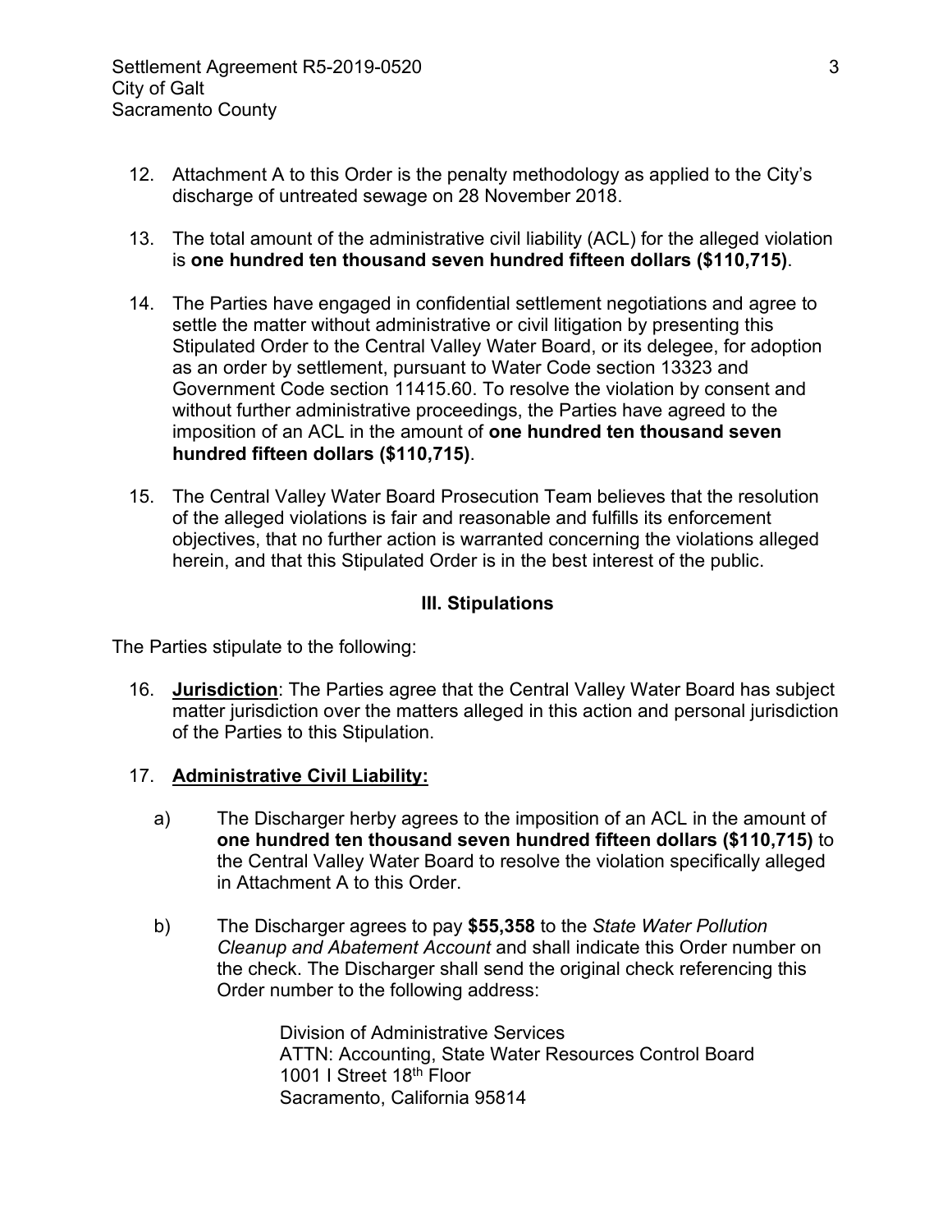12. Attachment A to this Order is the penalty methodology as applied to the City's discharge of untreated sewage on 28 November 2018.

13. The total amount of the administrative civil liability (ACL) for the alleged violation is **one hundred ten thousand seven hundred fifteen dollars ($110,715)**.

14. The Parties have engaged in confidential settlement negotiations and agree to settle the matter without administrative or civil litigation by presenting this Stipulated Order to the Central Valley Water Board, or its delegee, for adoption as an order by settlement, pursuant to Water Code section 13323 and Government Code section 11415.60. To resolve the violation by consent and without further administrative proceedings, the Parties have agreed to the imposition of an ACL in the amount of **one hundred ten thousand seven hundred fifteen dollars ($110,715)**.

15. The Central Valley Water Board Prosecution Team believes that the resolution of the alleged violations is fair and reasonable and fulfills its enforcement objectives, that no further action is warranted concerning the violations alleged herein, and that this Stipulated Order is in the best interest of the public.

### III. Stipulations

The Parties stipulate to the following:

16. **Jurisdiction**: The Parties agree that the Central Valley Water Board has subject matter jurisdiction over the matters alleged in this action and personal jurisdiction of the Parties to this Stipulation.

17. **Administrative Civil Liability:**

    a) The Discharger herby agrees to the imposition of an ACL in the amount of **one hundred ten thousand seven hundred fifteen dollars ($110,715)** to the Central Valley Water Board to resolve the violation specifically alleged in Attachment A to this Order.

    b) The Discharger agrees to pay **$55,358** to the *State Water Pollution Cleanup and Abatement Account* and shall indicate this Order number on the check. The Discharger shall send the original check referencing this Order number to the following address:

        Division of Administrative Services
        ATTN: Accounting, State Water Resources Control Board
        1001 I Street 18th Floor
        Sacramento, California 95814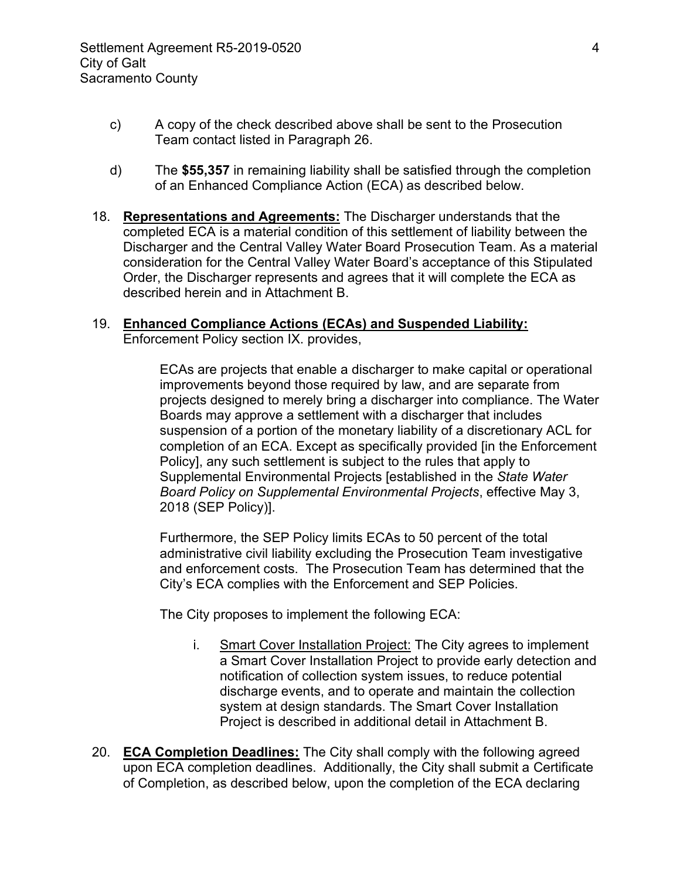c) A copy of the check described above shall be sent to the Prosecution Team contact listed in Paragraph 26.

d) The **$55,357** in remaining liability shall be satisfied through the completion of an Enhanced Compliance Action (ECA) as described below.

18. **Representations and Agreements:** The Discharger understands that the completed ECA is a material condition of this settlement of liability between the Discharger and the Central Valley Water Board Prosecution Team. As a material consideration for the Central Valley Water Board's acceptance of this Stipulated Order, the Discharger represents and agrees that it will complete the ECA as described herein and in Attachment B.

19. **Enhanced Compliance Actions (ECAs) and Suspended Liability:** Enforcement Policy section IX. provides,

> ECAs are projects that enable a discharger to make capital or operational improvements beyond those required by law, and are separate from projects designed to merely bring a discharger into compliance. The Water Boards may approve a settlement with a discharger that includes suspension of a portion of the monetary liability of a discretionary ACL for completion of an ECA. Except as specifically provided [in the Enforcement Policy], any such settlement is subject to the rules that apply to Supplemental Environmental Projects [established in the *State Water Board Policy on Supplemental Environmental Projects*, effective May 3, 2018 (SEP Policy)].

Furthermore, the SEP Policy limits ECAs to 50 percent of the total administrative civil liability excluding the Prosecution Team investigative and enforcement costs. The Prosecution Team has determined that the City's ECA complies with the Enforcement and SEP Policies.

The City proposes to implement the following ECA:

i. Smart Cover Installation Project: The City agrees to implement a Smart Cover Installation Project to provide early detection and notification of collection system issues, to reduce potential discharge events, and to operate and maintain the collection system at design standards. The Smart Cover Installation Project is described in additional detail in Attachment B.

20. **ECA Completion Deadlines:** The City shall comply with the following agreed upon ECA completion deadlines. Additionally, the City shall submit a Certificate of Completion, as described below, upon the completion of the ECA declaring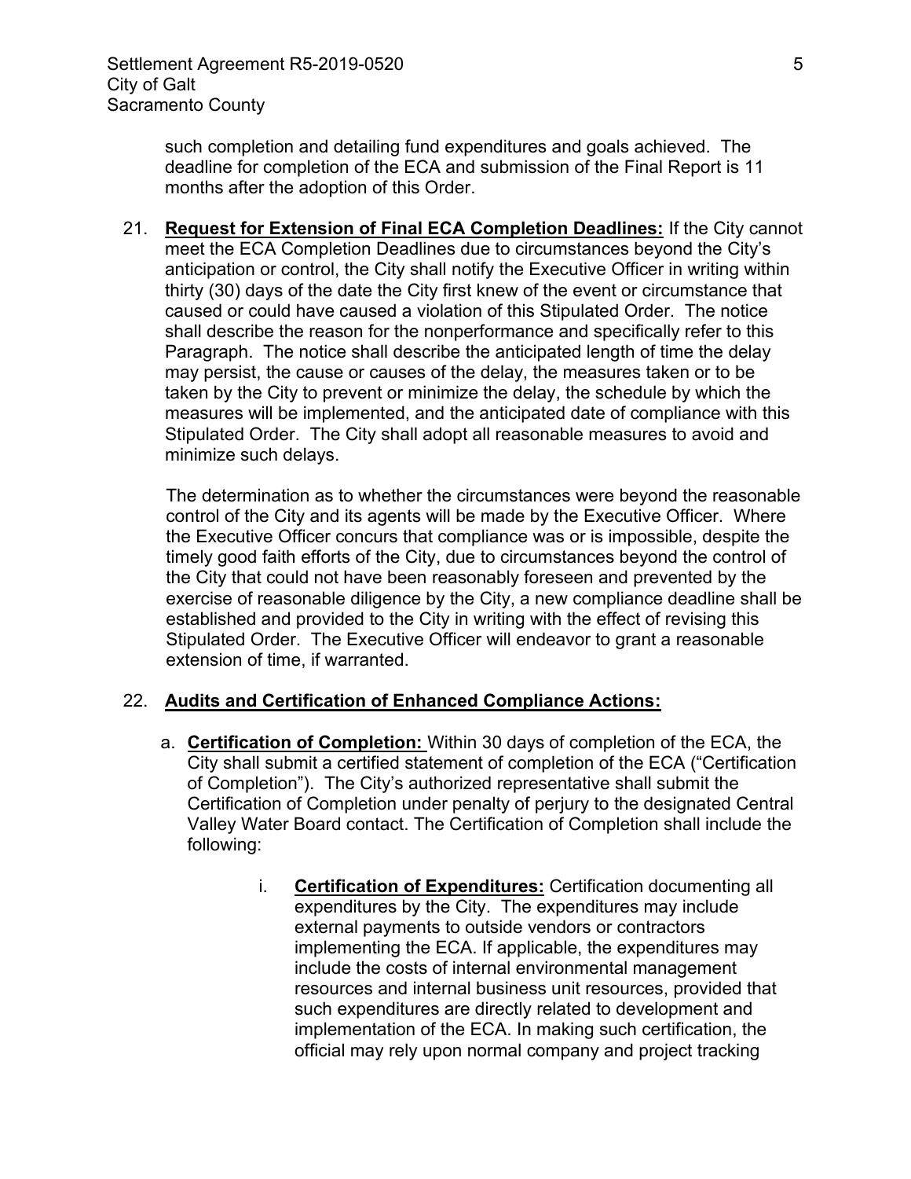such completion and detailing fund expenditures and goals achieved. The deadline for completion of the ECA and submission of the Final Report is 11 months after the adoption of this Order.

21. **Request for Extension of Final ECA Completion Deadlines:** If the City cannot meet the ECA Completion Deadlines due to circumstances beyond the City's anticipation or control, the City shall notify the Executive Officer in writing within thirty (30) days of the date the City first knew of the event or circumstance that caused or could have caused a violation of this Stipulated Order. The notice shall describe the reason for the nonperformance and specifically refer to this Paragraph. The notice shall describe the anticipated length of time the delay may persist, the cause or causes of the delay, the measures taken or to be taken by the City to prevent or minimize the delay, the schedule by which the measures will be implemented, and the anticipated date of compliance with this Stipulated Order. The City shall adopt all reasonable measures to avoid and minimize such delays.

    The determination as to whether the circumstances were beyond the reasonable control of the City and its agents will be made by the Executive Officer. Where the Executive Officer concurs that compliance was or is impossible, despite the timely good faith efforts of the City, due to circumstances beyond the control of the City that could not have been reasonably foreseen and prevented by the exercise of reasonable diligence by the City, a new compliance deadline shall be established and provided to the City in writing with the effect of revising this Stipulated Order. The Executive Officer will endeavor to grant a reasonable extension of time, if warranted.

22. **Audits and Certification of Enhanced Compliance Actions:**

    a. **Certification of Completion:** Within 30 days of completion of the ECA, the City shall submit a certified statement of completion of the ECA ("Certification of Completion"). The City's authorized representative shall submit the Certification of Completion under penalty of perjury to the designated Central Valley Water Board contact. The Certification of Completion shall include the following:

        i. **Certification of Expenditures:** Certification documenting all expenditures by the City. The expenditures may include external payments to outside vendors or contractors implementing the ECA. If applicable, the expenditures may include the costs of internal environmental management resources and internal business unit resources, provided that such expenditures are directly related to development and implementation of the ECA. In making such certification, the official may rely upon normal company and project tracking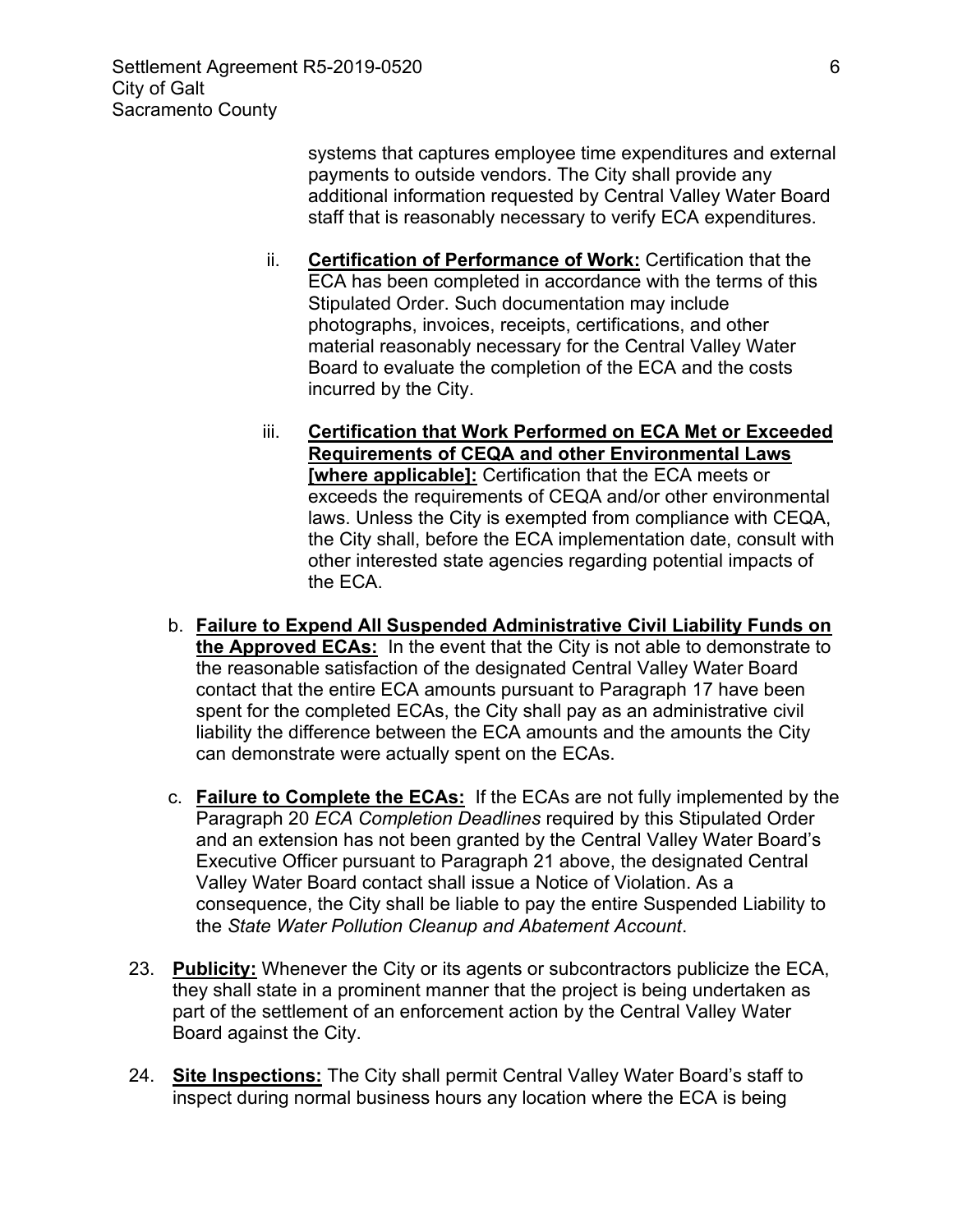systems that captures employee time expenditures and external payments to outside vendors. The City shall provide any additional information requested by Central Valley Water Board staff that is reasonably necessary to verify ECA expenditures.

ii. **Certification of Performance of Work:** Certification that the ECA has been completed in accordance with the terms of this Stipulated Order. Such documentation may include photographs, invoices, receipts, certifications, and other material reasonably necessary for the Central Valley Water Board to evaluate the completion of the ECA and the costs incurred by the City.

iii. **Certification that Work Performed on ECA Met or Exceeded Requirements of CEQA and other Environmental Laws [where applicable]:** Certification that the ECA meets or exceeds the requirements of CEQA and/or other environmental laws. Unless the City is exempted from compliance with CEQA, the City shall, before the ECA implementation date, consult with other interested state agencies regarding potential impacts of the ECA.

b. **Failure to Expend All Suspended Administrative Civil Liability Funds on the Approved ECAs:** In the event that the City is not able to demonstrate to the reasonable satisfaction of the designated Central Valley Water Board contact that the entire ECA amounts pursuant to Paragraph 17 have been spent for the completed ECAs, the City shall pay as an administrative civil liability the difference between the ECA amounts and the amounts the City can demonstrate were actually spent on the ECAs.

c. **Failure to Complete the ECAs:** If the ECAs are not fully implemented by the Paragraph 20 *ECA Completion Deadlines* required by this Stipulated Order and an extension has not been granted by the Central Valley Water Board's Executive Officer pursuant to Paragraph 21 above, the designated Central Valley Water Board contact shall issue a Notice of Violation. As a consequence, the City shall be liable to pay the entire Suspended Liability to the *State Water Pollution Cleanup and Abatement Account*.

23. **Publicity:** Whenever the City or its agents or subcontractors publicize the ECA, they shall state in a prominent manner that the project is being undertaken as part of the settlement of an enforcement action by the Central Valley Water Board against the City.

24. **Site Inspections:** The City shall permit Central Valley Water Board's staff to inspect during normal business hours any location where the ECA is being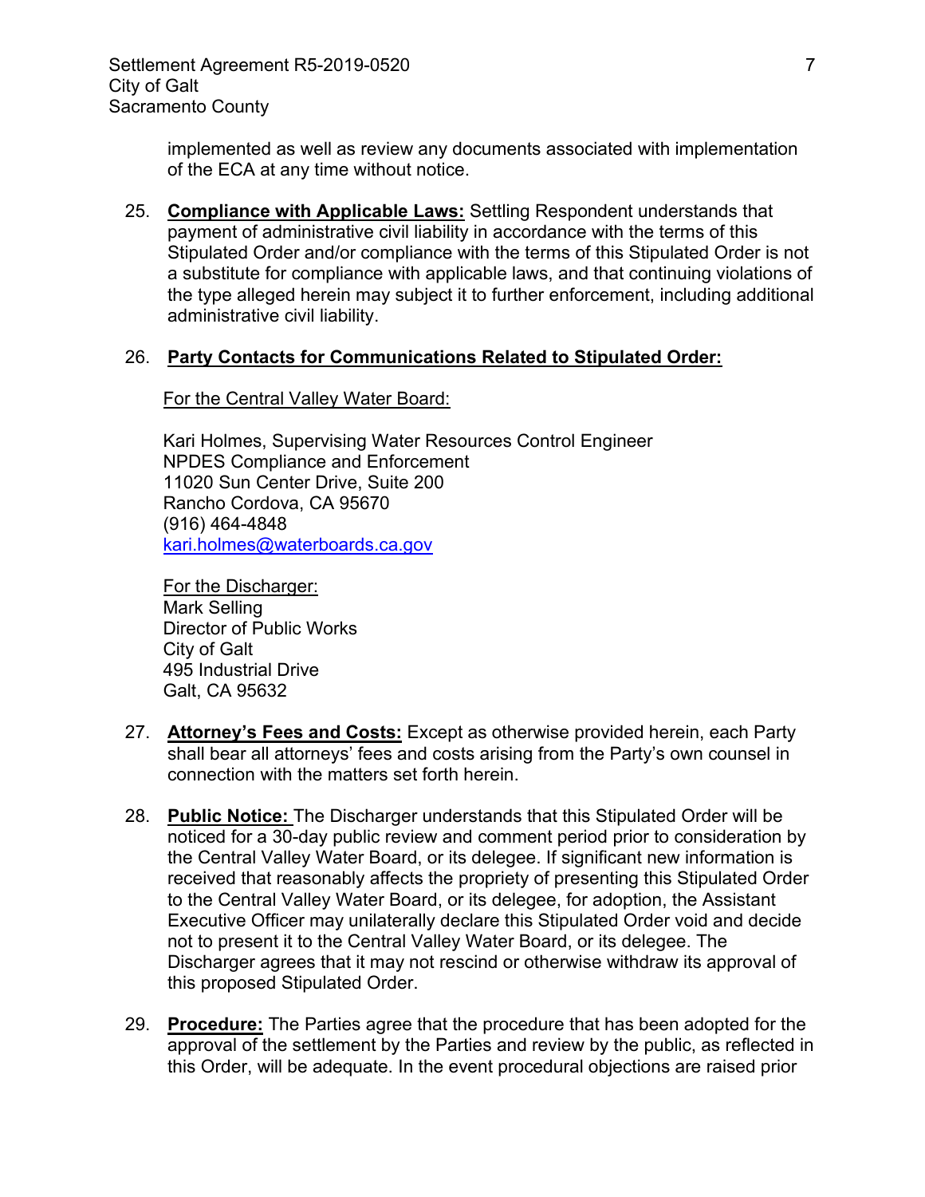implemented as well as review any documents associated with implementation of the ECA at any time without notice.

25. **Compliance with Applicable Laws:** Settling Respondent understands that payment of administrative civil liability in accordance with the terms of this Stipulated Order and/or compliance with the terms of this Stipulated Order is not a substitute for compliance with applicable laws, and that continuing violations of the type alleged herein may subject it to further enforcement, including additional administrative civil liability.

26. **Party Contacts for Communications Related to Stipulated Order:**

    For the Central Valley Water Board:

    Kari Holmes, Supervising Water Resources Control Engineer
    NPDES Compliance and Enforcement
    11020 Sun Center Drive, Suite 200
    Rancho Cordova, CA 95670
    (916) 464-4848
    kari.holmes@waterboards.ca.gov

    For the Discharger:
    Mark Selling
    Director of Public Works
    City of Galt
    495 Industrial Drive
    Galt, CA 95632

27. **Attorney's Fees and Costs:** Except as otherwise provided herein, each Party shall bear all attorneys' fees and costs arising from the Party's own counsel in connection with the matters set forth herein.

28. **Public Notice:** The Discharger understands that this Stipulated Order will be noticed for a 30-day public review and comment period prior to consideration by the Central Valley Water Board, or its delegee. If significant new information is received that reasonably affects the propriety of presenting this Stipulated Order to the Central Valley Water Board, or its delegee, for adoption, the Assistant Executive Officer may unilaterally declare this Stipulated Order void and decide not to present it to the Central Valley Water Board, or its delegee. The Discharger agrees that it may not rescind or otherwise withdraw its approval of this proposed Stipulated Order.

29. **Procedure:** The Parties agree that the procedure that has been adopted for the approval of the settlement by the Parties and review by the public, as reflected in this Order, will be adequate. In the event procedural objections are raised prior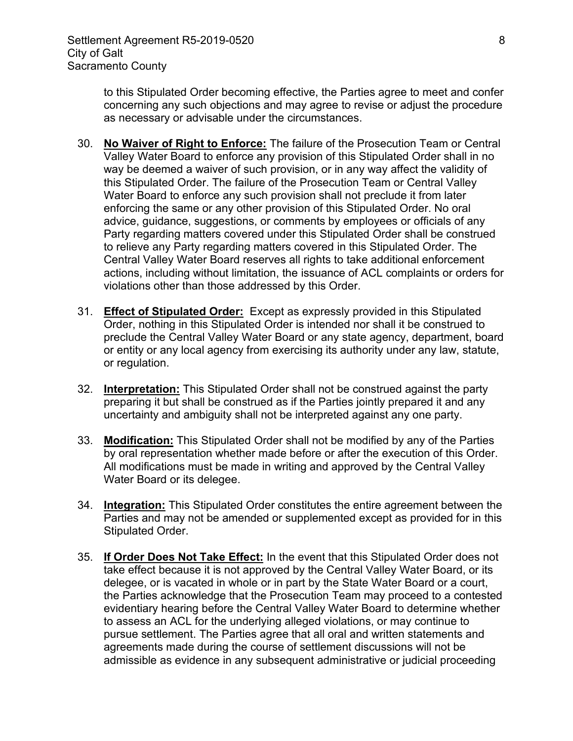to this Stipulated Order becoming effective, the Parties agree to meet and confer concerning any such objections and may agree to revise or adjust the procedure as necessary or advisable under the circumstances.

30. **No Waiver of Right to Enforce:** The failure of the Prosecution Team or Central Valley Water Board to enforce any provision of this Stipulated Order shall in no way be deemed a waiver of such provision, or in any way affect the validity of this Stipulated Order. The failure of the Prosecution Team or Central Valley Water Board to enforce any such provision shall not preclude it from later enforcing the same or any other provision of this Stipulated Order. No oral advice, guidance, suggestions, or comments by employees or officials of any Party regarding matters covered under this Stipulated Order shall be construed to relieve any Party regarding matters covered in this Stipulated Order. The Central Valley Water Board reserves all rights to take additional enforcement actions, including without limitation, the issuance of ACL complaints or orders for violations other than those addressed by this Order.

31. **Effect of Stipulated Order:** Except as expressly provided in this Stipulated Order, nothing in this Stipulated Order is intended nor shall it be construed to preclude the Central Valley Water Board or any state agency, department, board or entity or any local agency from exercising its authority under any law, statute, or regulation.

32. **Interpretation:** This Stipulated Order shall not be construed against the party preparing it but shall be construed as if the Parties jointly prepared it and any uncertainty and ambiguity shall not be interpreted against any one party.

33. **Modification:** This Stipulated Order shall not be modified by any of the Parties by oral representation whether made before or after the execution of this Order. All modifications must be made in writing and approved by the Central Valley Water Board or its delegee.

34. **Integration:** This Stipulated Order constitutes the entire agreement between the Parties and may not be amended or supplemented except as provided for in this Stipulated Order.

35. **If Order Does Not Take Effect:** In the event that this Stipulated Order does not take effect because it is not approved by the Central Valley Water Board, or its delegee, or is vacated in whole or in part by the State Water Board or a court, the Parties acknowledge that the Prosecution Team may proceed to a contested evidentiary hearing before the Central Valley Water Board to determine whether to assess an ACL for the underlying alleged violations, or may continue to pursue settlement. The Parties agree that all oral and written statements and agreements made during the course of settlement discussions will not be admissible as evidence in any subsequent administrative or judicial proceeding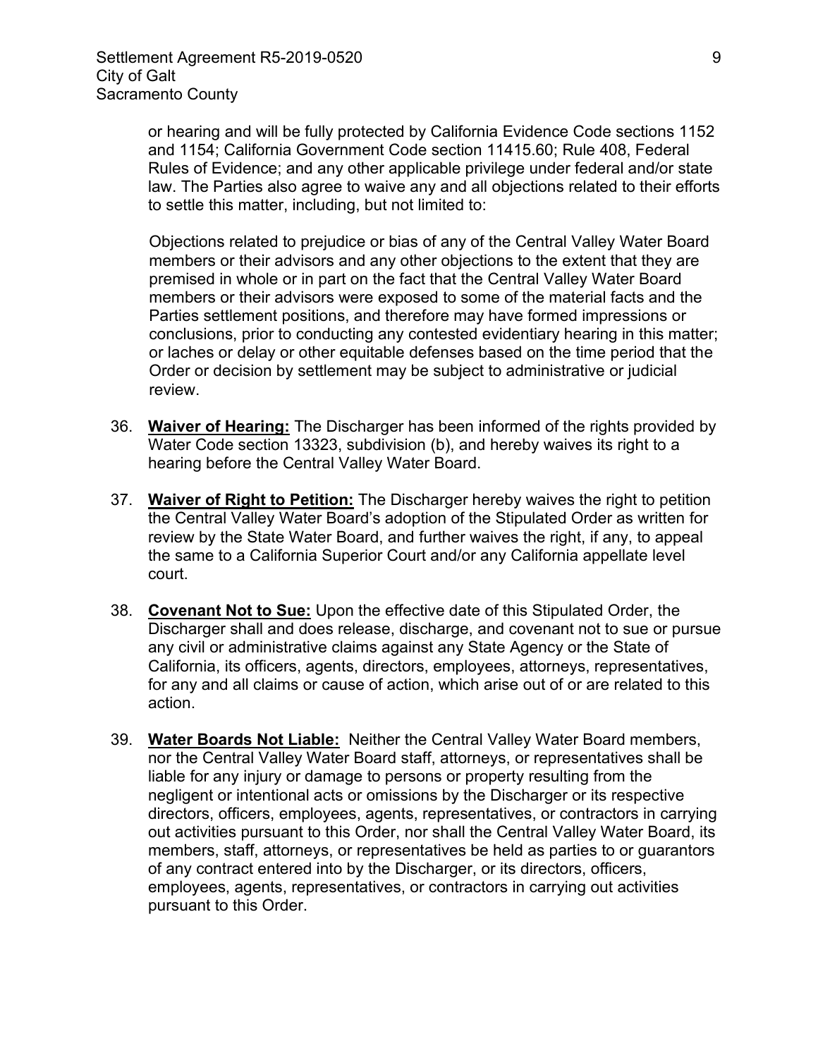or hearing and will be fully protected by California Evidence Code sections 1152 and 1154; California Government Code section 11415.60; Rule 408, Federal Rules of Evidence; and any other applicable privilege under federal and/or state law. The Parties also agree to waive any and all objections related to their efforts to settle this matter, including, but not limited to:

Objections related to prejudice or bias of any of the Central Valley Water Board members or their advisors and any other objections to the extent that they are premised in whole or in part on the fact that the Central Valley Water Board members or their advisors were exposed to some of the material facts and the Parties settlement positions, and therefore may have formed impressions or conclusions, prior to conducting any contested evidentiary hearing in this matter; or laches or delay or other equitable defenses based on the time period that the Order or decision by settlement may be subject to administrative or judicial review.

36. **Waiver of Hearing:** The Discharger has been informed of the rights provided by Water Code section 13323, subdivision (b), and hereby waives its right to a hearing before the Central Valley Water Board.

37. **Waiver of Right to Petition:** The Discharger hereby waives the right to petition the Central Valley Water Board's adoption of the Stipulated Order as written for review by the State Water Board, and further waives the right, if any, to appeal the same to a California Superior Court and/or any California appellate level court.

38. **Covenant Not to Sue:** Upon the effective date of this Stipulated Order, the Discharger shall and does release, discharge, and covenant not to sue or pursue any civil or administrative claims against any State Agency or the State of California, its officers, agents, directors, employees, attorneys, representatives, for any and all claims or cause of action, which arise out of or are related to this action.

39. **Water Boards Not Liable:** Neither the Central Valley Water Board members, nor the Central Valley Water Board staff, attorneys, or representatives shall be liable for any injury or damage to persons or property resulting from the negligent or intentional acts or omissions by the Discharger or its respective directors, officers, employees, agents, representatives, or contractors in carrying out activities pursuant to this Order, nor shall the Central Valley Water Board, its members, staff, attorneys, or representatives be held as parties to or guarantors of any contract entered into by the Discharger, or its directors, officers, employees, agents, representatives, or contractors in carrying out activities pursuant to this Order.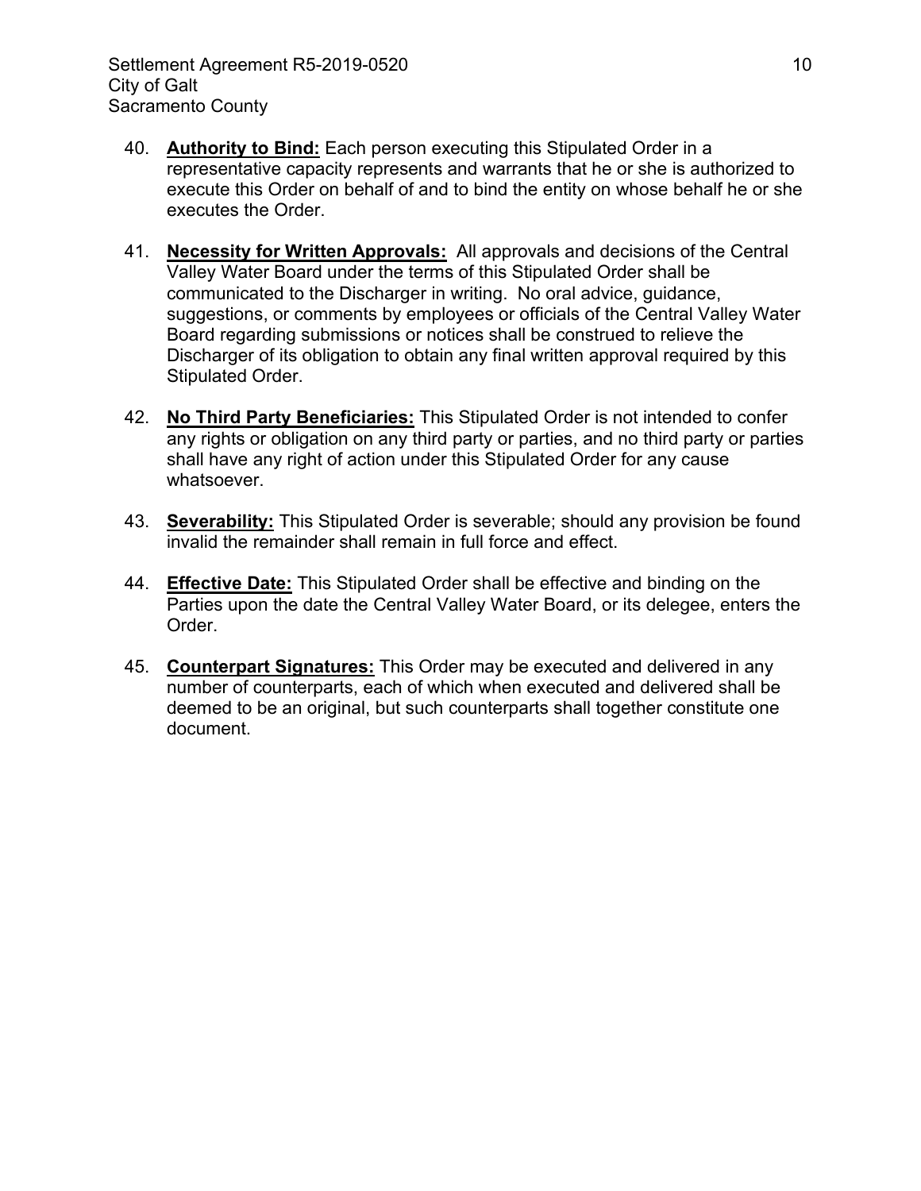40. **Authority to Bind:** Each person executing this Stipulated Order in a representative capacity represents and warrants that he or she is authorized to execute this Order on behalf of and to bind the entity on whose behalf he or she executes the Order.

41. **Necessity for Written Approvals:** All approvals and decisions of the Central Valley Water Board under the terms of this Stipulated Order shall be communicated to the Discharger in writing. No oral advice, guidance, suggestions, or comments by employees or officials of the Central Valley Water Board regarding submissions or notices shall be construed to relieve the Discharger of its obligation to obtain any final written approval required by this Stipulated Order.

42. **No Third Party Beneficiaries:** This Stipulated Order is not intended to confer any rights or obligation on any third party or parties, and no third party or parties shall have any right of action under this Stipulated Order for any cause whatsoever.

43. **Severability:** This Stipulated Order is severable; should any provision be found invalid the remainder shall remain in full force and effect.

44. **Effective Date:** This Stipulated Order shall be effective and binding on the Parties upon the date the Central Valley Water Board, or its delegee, enters the Order.

45. **Counterpart Signatures:** This Order may be executed and delivered in any number of counterparts, each of which when executed and delivered shall be deemed to be an original, but such counterparts shall together constitute one document.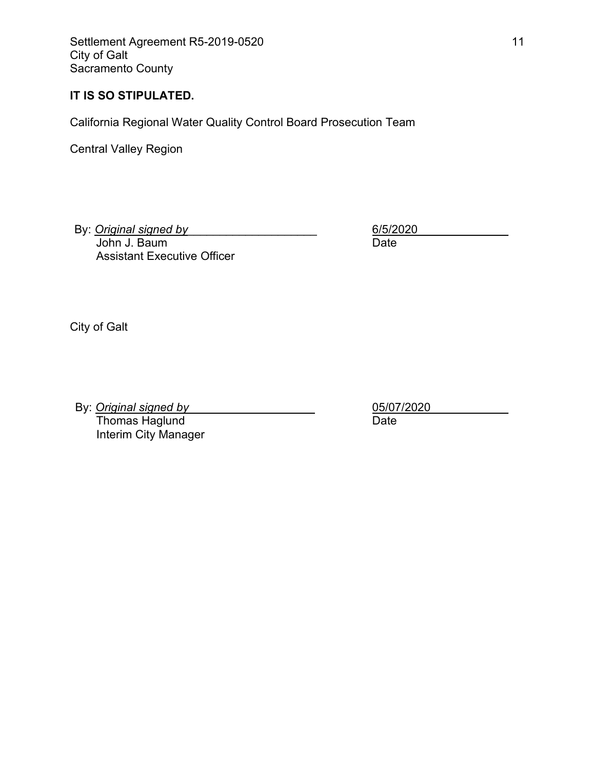**IT IS SO STIPULATED.**

California Regional Water Quality Control Board Prosecution Team

Central Valley Region

By: *Original signed by* 6/5/2020
John J. Baum Date
Assistant Executive Officer

City of Galt

By: *Original signed by* 05/07/2020
Thomas Haglund Date
Interim City Manager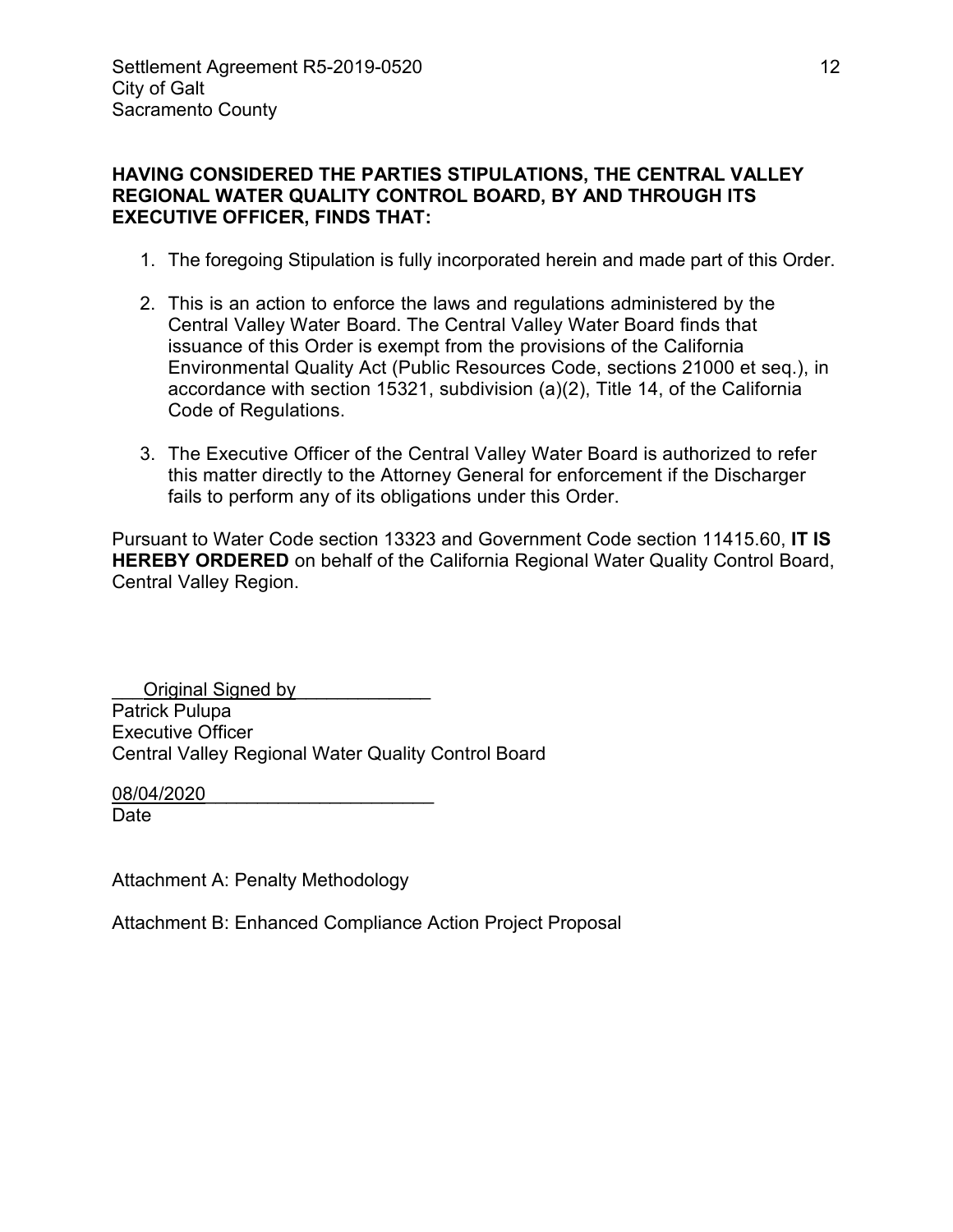**HAVING CONSIDERED THE PARTIES STIPULATIONS, THE CENTRAL VALLEY REGIONAL WATER QUALITY CONTROL BOARD, BY AND THROUGH ITS EXECUTIVE OFFICER, FINDS THAT:**

1. The foregoing Stipulation is fully incorporated herein and made part of this Order.

2. This is an action to enforce the laws and regulations administered by the Central Valley Water Board. The Central Valley Water Board finds that issuance of this Order is exempt from the provisions of the California Environmental Quality Act (Public Resources Code, sections 21000 et seq.), in accordance with section 15321, subdivision (a)(2), Title 14, of the California Code of Regulations.

3. The Executive Officer of the Central Valley Water Board is authorized to refer this matter directly to the Attorney General for enforcement if the Discharger fails to perform any of its obligations under this Order.

Pursuant to Water Code section 13323 and Government Code section 11415.60, **IT IS HEREBY ORDERED** on behalf of the California Regional Water Quality Control Board, Central Valley Region.

Original Signed by
Patrick Pulupa
Executive Officer
Central Valley Regional Water Quality Control Board

08/04/2020
Date

Attachment A: Penalty Methodology

Attachment B: Enhanced Compliance Action Project Proposal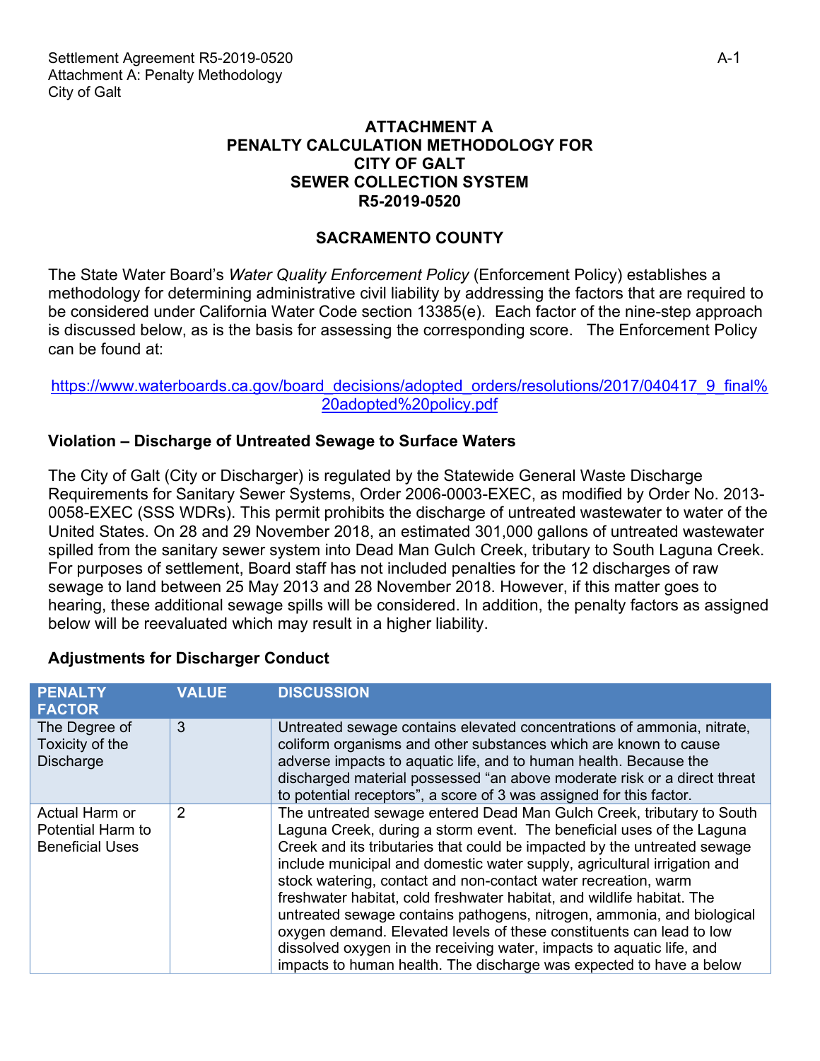# ATTACHMENT A
# PENALTY CALCULATION METHODOLOGY FOR CITY OF GALT SEWER COLLECTION SYSTEM R5-2019-0520

## SACRAMENTO COUNTY

The State Water Board's *Water Quality Enforcement Policy* (Enforcement Policy) establishes a methodology for determining administrative civil liability by addressing the factors that are required to be considered under California Water Code section 13385(e). Each factor of the nine-step approach is discussed below, as is the basis for assessing the corresponding score. The Enforcement Policy can be found at:

https://www.waterboards.ca.gov/board_decisions/adopted_orders/resolutions/2017/040417_9_final%20adopted%20policy.pdf

### Violation – Discharge of Untreated Sewage to Surface Waters

The City of Galt (City or Discharger) is regulated by the Statewide General Waste Discharge Requirements for Sanitary Sewer Systems, Order 2006-0003-EXEC, as modified by Order No. 2013-0058-EXEC (SSS WDRs). This permit prohibits the discharge of untreated wastewater to water of the United States. On 28 and 29 November 2018, an estimated 301,000 gallons of untreated wastewater spilled from the sanitary sewer system into Dead Man Gulch Creek, tributary to South Laguna Creek. For purposes of settlement, Board staff has not included penalties for the 12 discharges of raw sewage to land between 25 May 2013 and 28 November 2018. However, if this matter goes to hearing, these additional sewage spills will be considered. In addition, the penalty factors as assigned below will be reevaluated which may result in a higher liability.

### Adjustments for Discharger Conduct

| PENALTY FACTOR | VALUE | DISCUSSION |
|---|---|---|
| The Degree of Toxicity of the Discharge | 3 | Untreated sewage contains elevated concentrations of ammonia, nitrate, coliform organisms and other substances which are known to cause adverse impacts to aquatic life, and to human health. Because the discharged material possessed "an above moderate risk or a direct threat to potential receptors", a score of 3 was assigned for this factor. |
| Actual Harm or Potential Harm to Beneficial Uses | 2 | The untreated sewage entered Dead Man Gulch Creek, tributary to South Laguna Creek, during a storm event. The beneficial uses of the Laguna Creek and its tributaries that could be impacted by the untreated sewage include municipal and domestic water supply, agricultural irrigation and stock watering, contact and non-contact water recreation, warm freshwater habitat, cold freshwater habitat, and wildlife habitat. The untreated sewage contains pathogens, nitrogen, ammonia, and biological oxygen demand. Elevated levels of these constituents can lead to low dissolved oxygen in the receiving water, impacts to aquatic life, and impacts to human health. The discharge was expected to have a below |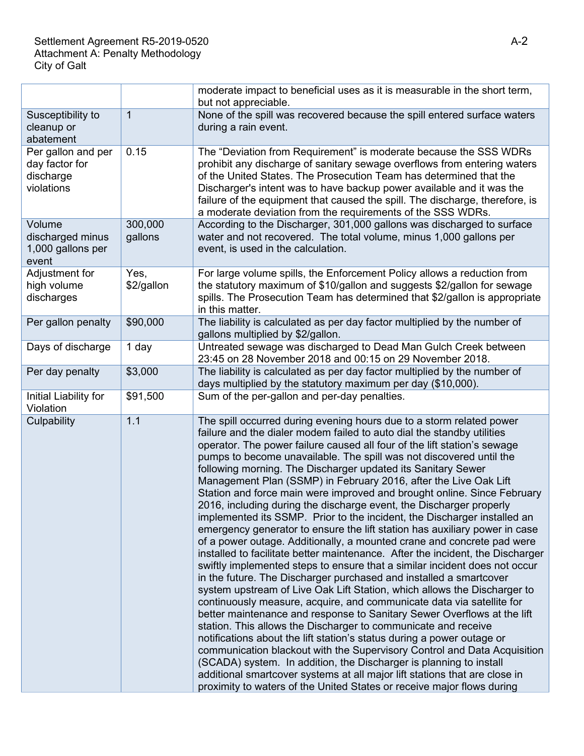| | | |
|---|---|---|
| | | moderate impact to beneficial uses as it is measurable in the short term, but not appreciable. |
| Susceptibility to cleanup or abatement | 1 | None of the spill was recovered because the spill entered surface waters during a rain event. |
| Per gallon and per day factor for discharge violations | 0.15 | The "Deviation from Requirement" is moderate because the SSS WDRs prohibit any discharge of sanitary sewage overflows from entering waters of the United States. The Prosecution Team has determined that the Discharger's intent was to have backup power available and it was the failure of the equipment that caused the spill. The discharge, therefore, is a moderate deviation from the requirements of the SSS WDRs. |
| Volume discharged minus 1,000 gallons per event | 300,000 gallons | According to the Discharger, 301,000 gallons was discharged to surface water and not recovered. The total volume, minus 1,000 gallons per event, is used in the calculation. |
| Adjustment for high volume discharges | Yes, $2/gallon | For large volume spills, the Enforcement Policy allows a reduction from the statutory maximum of $10/gallon and suggests $2/gallon for sewage spills. The Prosecution Team has determined that $2/gallon is appropriate in this matter. |
| Per gallon penalty | $90,000 | The liability is calculated as per day factor multiplied by the number of gallons multiplied by $2/gallon. |
| Days of discharge | 1 day | Untreated sewage was discharged to Dead Man Gulch Creek between 23:45 on 28 November 2018 and 00:15 on 29 November 2018. |
| Per day penalty | $3,000 | The liability is calculated as per day factor multiplied by the number of days multiplied by the statutory maximum per day ($10,000). |
| Initial Liability for Violation | $91,500 | Sum of the per-gallon and per-day penalties. |
| Culpability | 1.1 | The spill occurred during evening hours due to a storm related power failure and the dialer modem failed to auto dial the standby utilities operator. The power failure caused all four of the lift station's sewage pumps to become unavailable. The spill was not discovered until the following morning. The Discharger updated its Sanitary Sewer Management Plan (SSMP) in February 2016, after the Live Oak Lift Station and force main were improved and brought online. Since February 2016, including during the discharge event, the Discharger properly implemented its SSMP. Prior to the incident, the Discharger installed an emergency generator to ensure the lift station has auxiliary power in case of a power outage. Additionally, a mounted crane and concrete pad were installed to facilitate better maintenance. After the incident, the Discharger swiftly implemented steps to ensure that a similar incident does not occur in the future. The Discharger purchased and installed a smartcover system upstream of Live Oak Lift Station, which allows the Discharger to continuously measure, acquire, and communicate data via satellite for better maintenance and response to Sanitary Sewer Overflows at the lift station. This allows the Discharger to communicate and receive notifications about the lift station's status during a power outage or communication blackout with the Supervisory Control and Data Acquisition (SCADA) system. In addition, the Discharger is planning to install additional smartcover systems at all major lift stations that are close in proximity to waters of the United States or receive major flows during |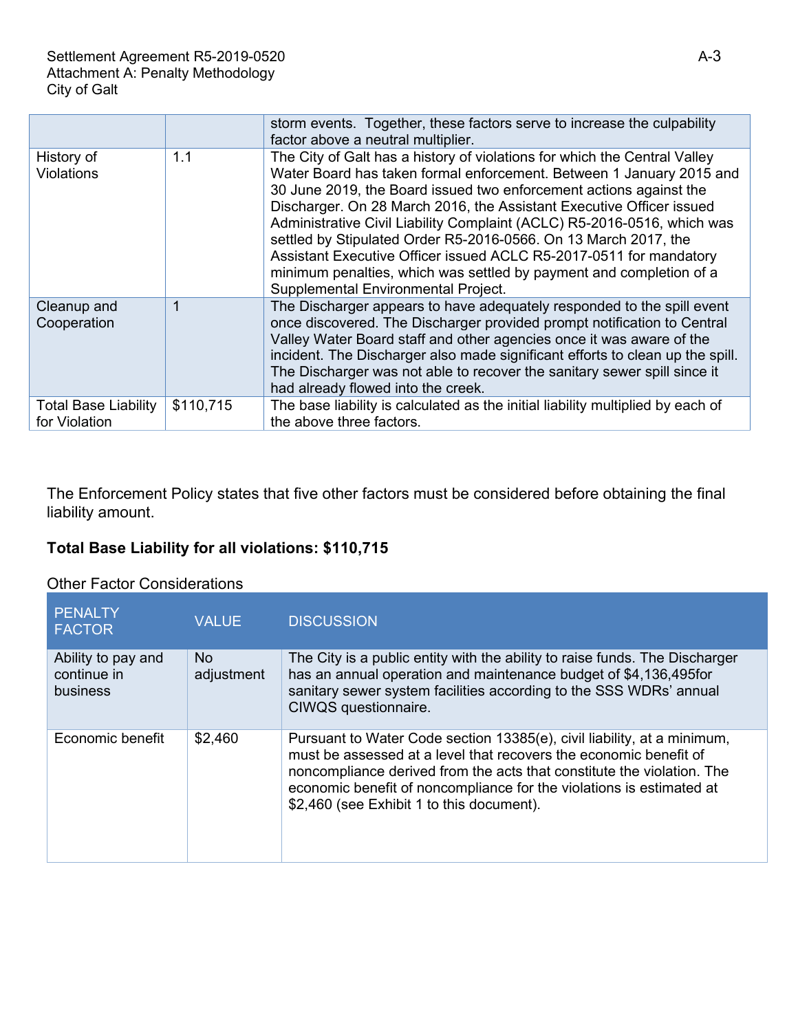| | | |
|---|---|---|
| | | storm events. Together, these factors serve to increase the culpability factor above a neutral multiplier. |
| History of Violations | 1.1 | The City of Galt has a history of violations for which the Central Valley Water Board has taken formal enforcement. Between 1 January 2015 and 30 June 2019, the Board issued two enforcement actions against the Discharger. On 28 March 2016, the Assistant Executive Officer issued Administrative Civil Liability Complaint (ACLC) R5-2016-0516, which was settled by Stipulated Order R5-2016-0566. On 13 March 2017, the Assistant Executive Officer issued ACLC R5-2017-0511 for mandatory minimum penalties, which was settled by payment and completion of a Supplemental Environmental Project. |
| Cleanup and Cooperation | 1 | The Discharger appears to have adequately responded to the spill event once discovered. The Discharger provided prompt notification to Central Valley Water Board staff and other agencies once it was aware of the incident. The Discharger also made significant efforts to clean up the spill. The Discharger was not able to recover the sanitary sewer spill since it had already flowed into the creek. |
| Total Base Liability for Violation | $110,715 | The base liability is calculated as the initial liability multiplied by each of the above three factors. |

The Enforcement Policy states that five other factors must be considered before obtaining the final liability amount.

**Total Base Liability for all violations: $110,715**

Other Factor Considerations

| PENALTY FACTOR | VALUE | DISCUSSION |
|---|---|---|
| Ability to pay and continue in business | No adjustment | The City is a public entity with the ability to raise funds. The Discharger has an annual operation and maintenance budget of $4,136,495for sanitary sewer system facilities according to the SSS WDRs' annual CIWQS questionnaire. |
| Economic benefit | $2,460 | Pursuant to Water Code section 13385(e), civil liability, at a minimum, must be assessed at a level that recovers the economic benefit of noncompliance derived from the acts that constitute the violation. The economic benefit of noncompliance for the violations is estimated at $2,460 (see Exhibit 1 to this document). |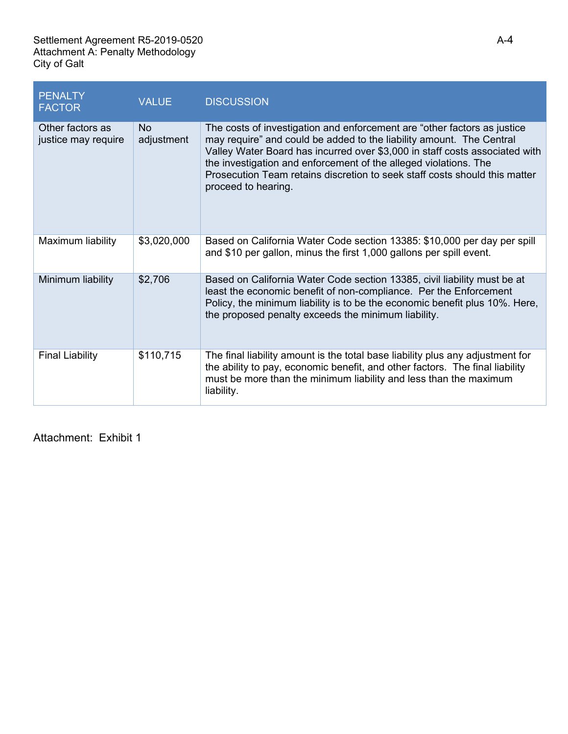| PENALTY FACTOR | VALUE | DISCUSSION |
|---|---|---|
| Other factors as justice may require | No adjustment | The costs of investigation and enforcement are "other factors as justice may require" and could be added to the liability amount. The Central Valley Water Board has incurred over $3,000 in staff costs associated with the investigation and enforcement of the alleged violations. The Prosecution Team retains discretion to seek staff costs should this matter proceed to hearing. |
| Maximum liability | $3,020,000 | Based on California Water Code section 13385: $10,000 per day per spill and $10 per gallon, minus the first 1,000 gallons per spill event. |
| Minimum liability | $2,706 | Based on California Water Code section 13385, civil liability must be at least the economic benefit of non-compliance. Per the Enforcement Policy, the minimum liability is to be the economic benefit plus 10%. Here, the proposed penalty exceeds the minimum liability. |
| Final Liability | $110,715 | The final liability amount is the total base liability plus any adjustment for the ability to pay, economic benefit, and other factors. The final liability must be more than the minimum liability and less than the maximum liability. |

Attachment: Exhibit 1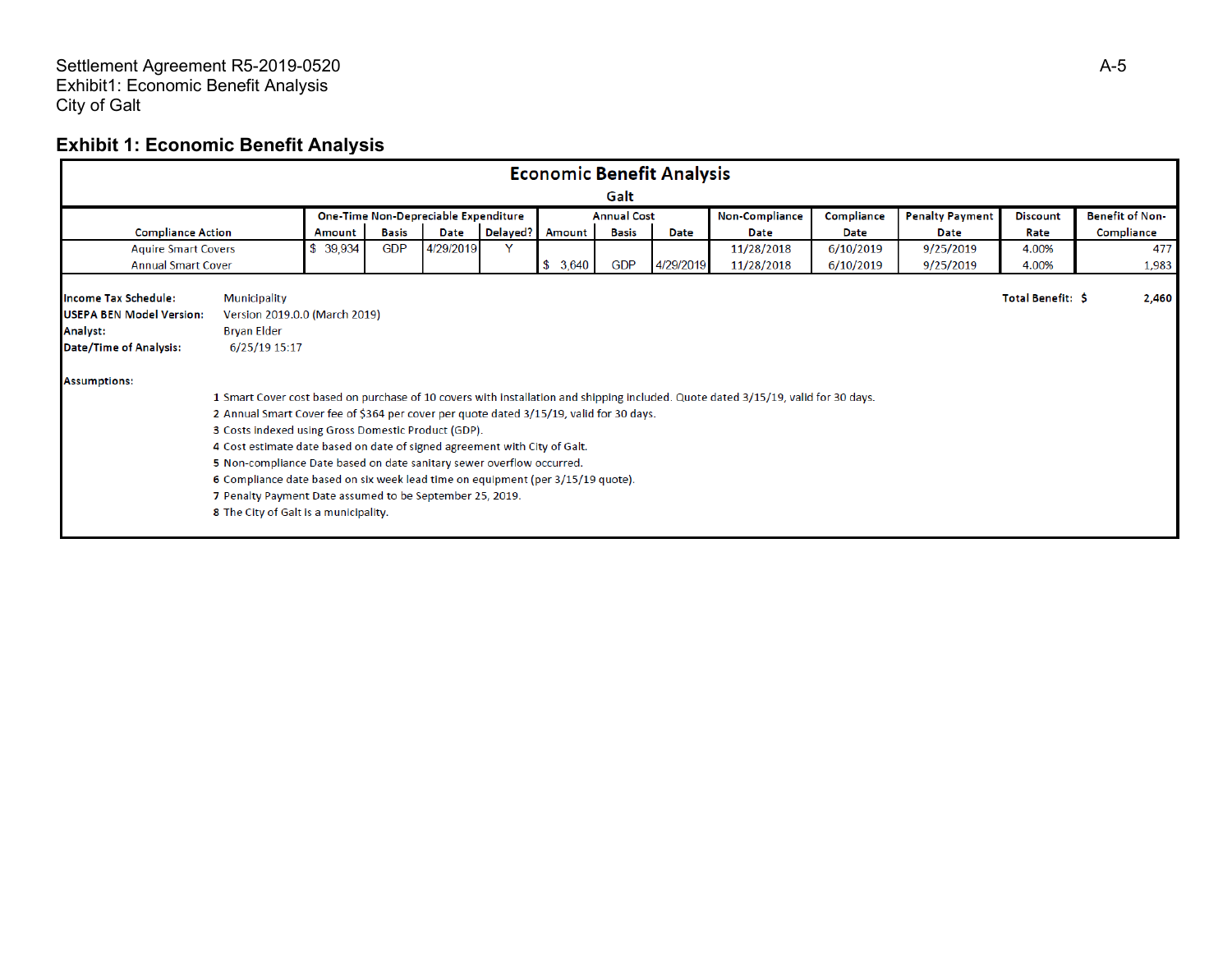Settlement Agreement R5-2019-0520
Exhibit1: Economic Benefit Analysis
City of Galt

## Exhibit 1: Economic Benefit Analysis

**Economic Benefit Analysis**

**Galt**

| Compliance Action | One-Time Non-Depreciable Expenditure | | | | Annual Cost | | | Non-Compliance | Compliance | Penalty Payment | Discount | Benefit of Non- |
|---|---|---|---|---|---|---|---|---|---|---|---|---|
| | Amount | Basis | Date | Delayed? | Amount | Basis | Date | Date | Date | Date | Rate | Compliance |
| Aquire Smart Covers | $ 39,934 | GDP | 4/29/2019 | Y | | | | 11/28/2018 | 6/10/2019 | 9/25/2019 | 4.00% | 477 |
| Annual Smart Cover | | | | | $ 3,640 | GDP | 4/29/2019 | 11/28/2018 | 6/10/2019 | 9/25/2019 | 4.00% | 1,983 |

**Total Benefit: $ 2,460**

**Income Tax Schedule:** Municipality
**USEPA BEN Model Version:** Version 2019.0.0 (March 2019)
**Analyst:** Bryan Elder
**Date/Time of Analysis:** 6/25/19 15:17

**Assumptions:**

1 Smart Cover cost based on purchase of 10 covers with installation and shipping included. Quote dated 3/15/19, valid for 30 days.
2 Annual Smart Cover fee of $364 per cover per quote dated 3/15/19, valid for 30 days.
3 Costs indexed using Gross Domestic Product (GDP).
4 Cost estimate date based on date of signed agreement with City of Galt.
5 Non-compliance Date based on date sanitary sewer overflow occurred.
6 Compliance date based on six week lead time on equipment (per 3/15/19 quote).
7 Penalty Payment Date assumed to be September 25, 2019.
8 The City of Galt is a municipality.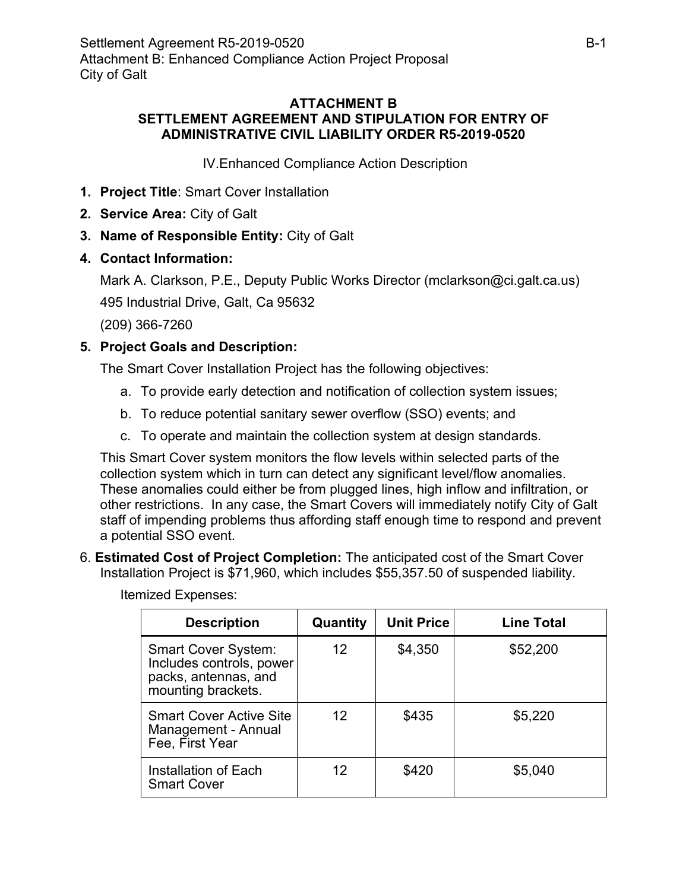**ATTACHMENT B**
**SETTLEMENT AGREEMENT AND STIPULATION FOR ENTRY OF ADMINISTRATIVE CIVIL LIABILITY ORDER R5-2019-0520**

IV.Enhanced Compliance Action Description

1. **Project Title**: Smart Cover Installation
2. **Service Area:** City of Galt
3. **Name of Responsible Entity:** City of Galt
4. **Contact Information:**

   Mark A. Clarkson, P.E., Deputy Public Works Director (mclarkson@ci.galt.ca.us)

   495 Industrial Drive, Galt, Ca 95632

   (209) 366-7260

5. **Project Goals and Description:**

   The Smart Cover Installation Project has the following objectives:

   a. To provide early detection and notification of collection system issues;
   b. To reduce potential sanitary sewer overflow (SSO) events; and
   c. To operate and maintain the collection system at design standards.

   This Smart Cover system monitors the flow levels within selected parts of the collection system which in turn can detect any significant level/flow anomalies. These anomalies could either be from plugged lines, high inflow and infiltration, or other restrictions. In any case, the Smart Covers will immediately notify City of Galt staff of impending problems thus affording staff enough time to respond and prevent a potential SSO event.

6. **Estimated Cost of Project Completion:** The anticipated cost of the Smart Cover Installation Project is $71,960, which includes $55,357.50 of suspended liability.

   Itemized Expenses:

| Description | Quantity | Unit Price | Line Total |
|---|---|---|---|
| Smart Cover System: Includes controls, power packs, antennas, and mounting brackets. | 12 | $4,350 | $52,200 |
| Smart Cover Active Site Management - Annual Fee, First Year | 12 | $435 | $5,220 |
| Installation of Each Smart Cover | 12 | $420 | $5,040 |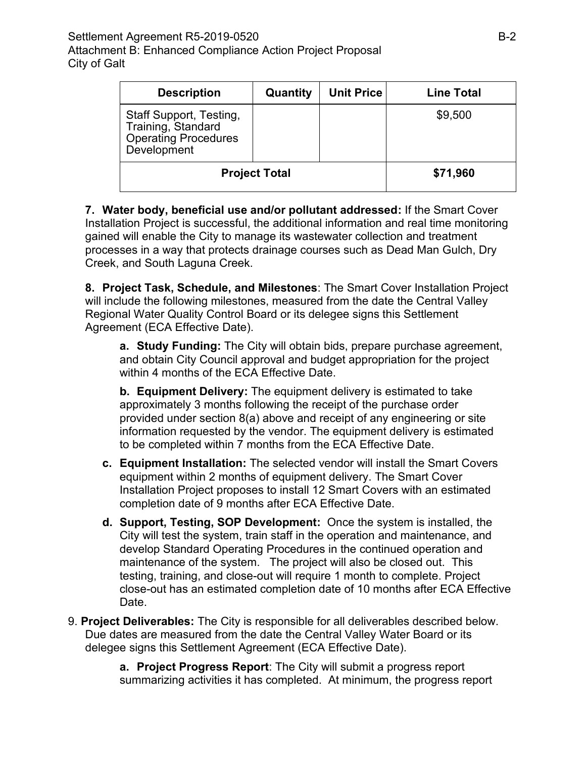| Description | Quantity | Unit Price | Line Total |
|---|---|---|---|
| Staff Support, Testing, Training, Standard Operating Procedures Development | | | $9,500 |
| **Project Total** | | | **$71,960** |

**7. Water body, beneficial use and/or pollutant addressed:** If the Smart Cover Installation Project is successful, the additional information and real time monitoring gained will enable the City to manage its wastewater collection and treatment processes in a way that protects drainage courses such as Dead Man Gulch, Dry Creek, and South Laguna Creek.

**8. Project Task, Schedule, and Milestones**: The Smart Cover Installation Project will include the following milestones, measured from the date the Central Valley Regional Water Quality Control Board or its delegee signs this Settlement Agreement (ECA Effective Date).

**a. Study Funding:** The City will obtain bids, prepare purchase agreement, and obtain City Council approval and budget appropriation for the project within 4 months of the ECA Effective Date.

**b. Equipment Delivery:** The equipment delivery is estimated to take approximately 3 months following the receipt of the purchase order provided under section 8(a) above and receipt of any engineering or site information requested by the vendor. The equipment delivery is estimated to be completed within 7 months from the ECA Effective Date.

**c. Equipment Installation:** The selected vendor will install the Smart Covers equipment within 2 months of equipment delivery. The Smart Cover Installation Project proposes to install 12 Smart Covers with an estimated completion date of 9 months after ECA Effective Date.

**d. Support, Testing, SOP Development:** Once the system is installed, the City will test the system, train staff in the operation and maintenance, and develop Standard Operating Procedures in the continued operation and maintenance of the system. The project will also be closed out. This testing, training, and close-out will require 1 month to complete. Project close-out has an estimated completion date of 10 months after ECA Effective Date.

9. **Project Deliverables:** The City is responsible for all deliverables described below. Due dates are measured from the date the Central Valley Water Board or its delegee signs this Settlement Agreement (ECA Effective Date).

**a. Project Progress Report**: The City will submit a progress report summarizing activities it has completed. At minimum, the progress report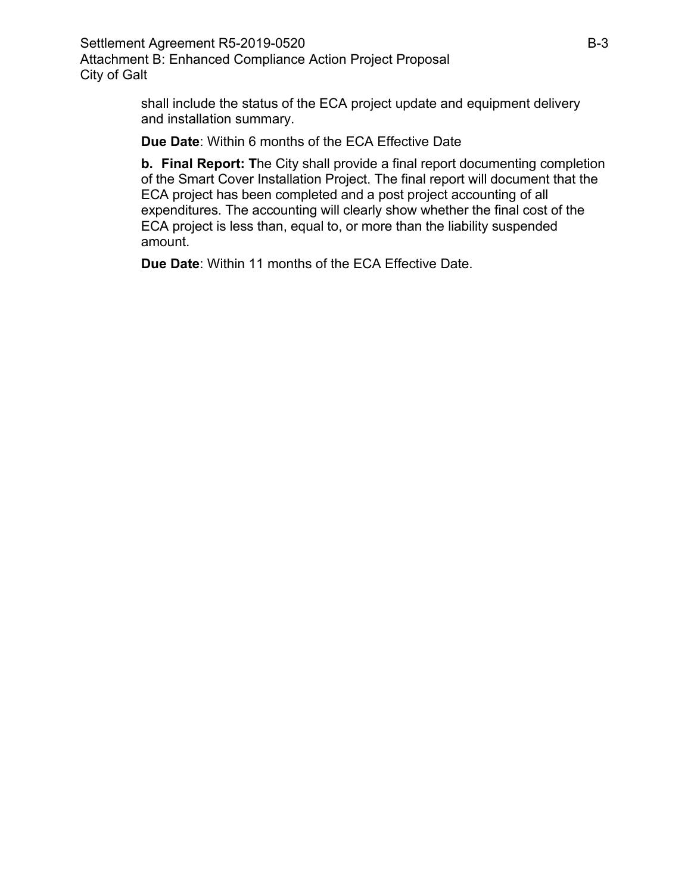shall include the status of the ECA project update and equipment delivery and installation summary.

**Due Date**: Within 6 months of the ECA Effective Date

**b. Final Report: T**he City shall provide a final report documenting completion of the Smart Cover Installation Project. The final report will document that the ECA project has been completed and a post project accounting of all expenditures. The accounting will clearly show whether the final cost of the ECA project is less than, equal to, or more than the liability suspended amount.

**Due Date**: Within 11 months of the ECA Effective Date.